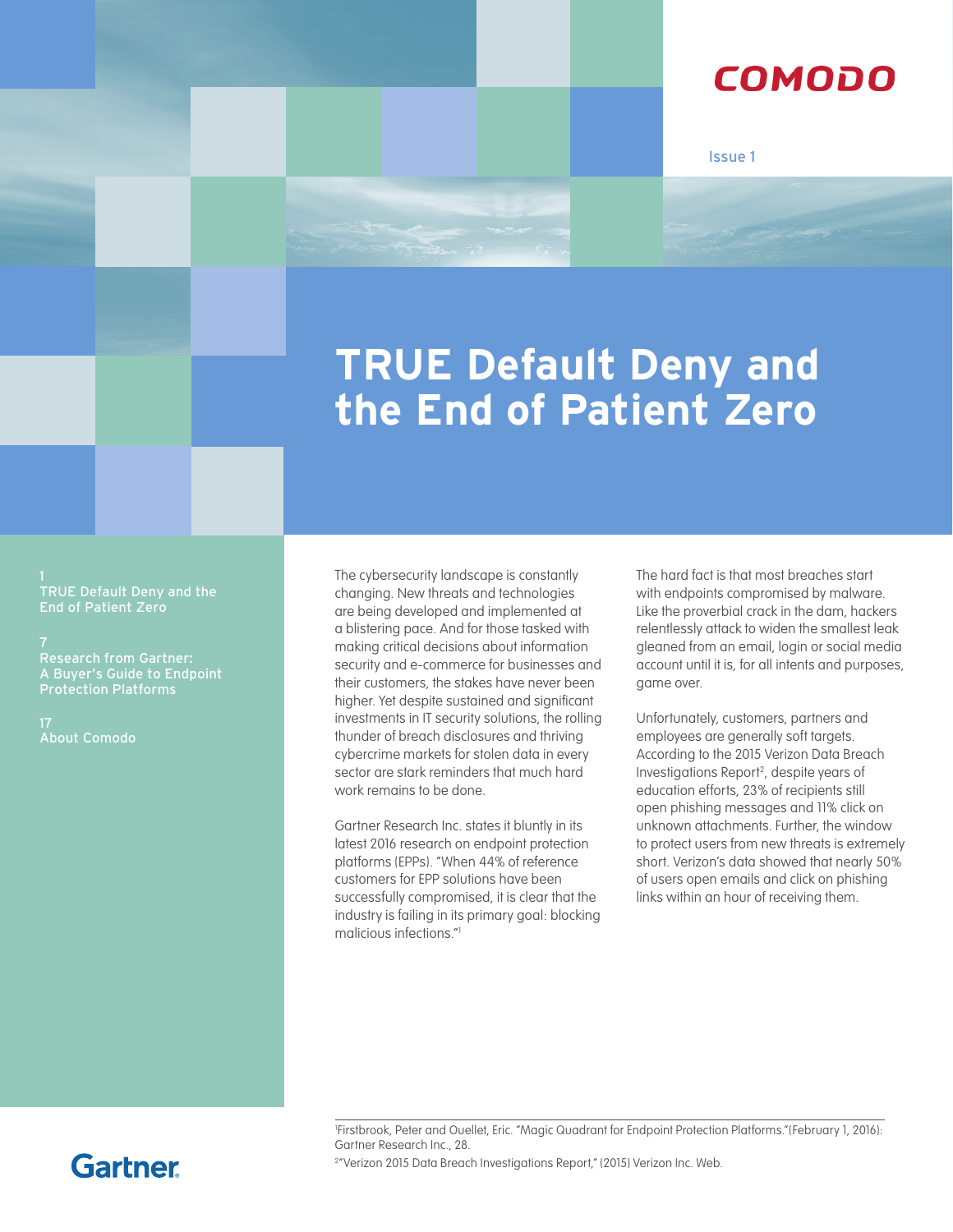COMODO

Issue 1

# TRUE Default Deny and the End of Patient Zero

1
TRUE Default Deny and the End of Patient Zero

7
Research from Gartner: A Buyer's Guide to Endpoint Protection Platforms

17
About Comodo

The cybersecurity landscape is constantly changing. New threats and technologies are being developed and implemented at a blistering pace. And for those tasked with making critical decisions about information security and e-commerce for businesses and their customers, the stakes have never been higher. Yet despite sustained and significant investments in IT security solutions, the rolling thunder of breach disclosures and thriving cybercrime markets for stolen data in every sector are stark reminders that much hard work remains to be done.

Gartner Research Inc. states it bluntly in its latest 2016 research on endpoint protection platforms (EPPs). "When 44% of reference customers for EPP solutions have been successfully compromised, it is clear that the industry is failing in its primary goal: blocking malicious infections."[1]

The hard fact is that most breaches start with endpoints compromised by malware. Like the proverbial crack in the dam, hackers relentlessly attack to widen the smallest leak gleaned from an email, login or social media account until it is, for all intents and purposes, game over.

Unfortunately, customers, partners and employees are generally soft targets. According to the 2015 Verizon Data Breach Investigations Report[2], despite years of education efforts, 23% of recipients still open phishing messages and 11% click on unknown attachments. Further, the window to protect users from new threats is extremely short. Verizon's data showed that nearly 50% of users open emails and click on phishing links within an hour of receiving them.

[1]Firstbrook, Peter and Ouellet, Eric. "Magic Quadrant for Endpoint Protection Platforms."(February 1, 2016): Gartner Research Inc., 28.

[2]"Verizon 2015 Data Breach Investigations Report," (2015) Verizon Inc. Web.

Gartner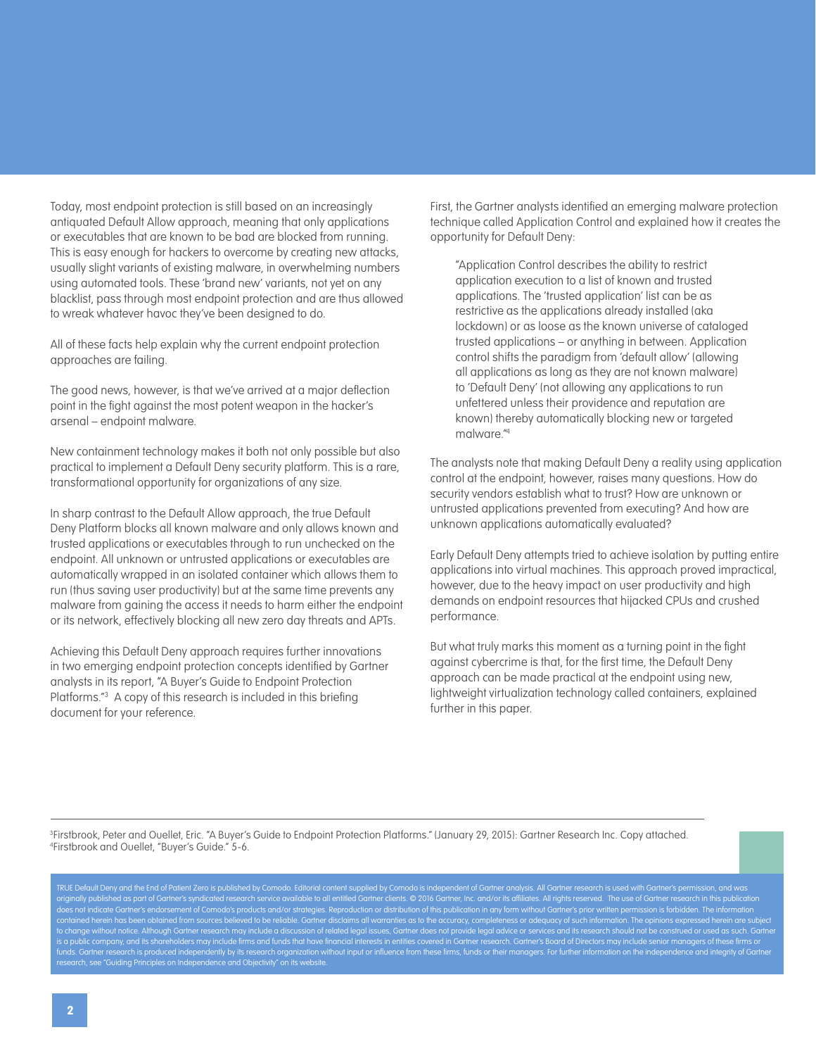Today, most endpoint protection is still based on an increasingly antiquated Default Allow approach, meaning that only applications or executables that are known to be bad are blocked from running. This is easy enough for hackers to overcome by creating new attacks, usually slight variants of existing malware, in overwhelming numbers using automated tools. These 'brand new' variants, not yet on any blacklist, pass through most endpoint protection and are thus allowed to wreak whatever havoc they've been designed to do.

All of these facts help explain why the current endpoint protection approaches are failing.

The good news, however, is that we've arrived at a major deflection point in the fight against the most potent weapon in the hacker's arsenal – endpoint malware.

New containment technology makes it both not only possible but also practical to implement a Default Deny security platform. This is a rare, transformational opportunity for organizations of any size.

In sharp contrast to the Default Allow approach, the true Default Deny Platform blocks all known malware and only allows known and trusted applications or executables through to run unchecked on the endpoint. All unknown or untrusted applications or executables are automatically wrapped in an isolated container which allows them to run (thus saving user productivity) but at the same time prevents any malware from gaining the access it needs to harm either the endpoint or its network, effectively blocking all new zero day threats and APTs.

Achieving this Default Deny approach requires further innovations in two emerging endpoint protection concepts identified by Gartner analysts in its report, "A Buyer's Guide to Endpoint Protection Platforms."[3] A copy of this research is included in this briefing document for your reference.

First, the Gartner analysts identified an emerging malware protection technique called Application Control and explained how it creates the opportunity for Default Deny:

> "Application Control describes the ability to restrict application execution to a list of known and trusted applications. The 'trusted application' list can be as restrictive as the applications already installed (aka lockdown) or as loose as the known universe of cataloged trusted applications – or anything in between. Application control shifts the paradigm from 'default allow' (allowing all applications as long as they are not known malware) to 'Default Deny' (not allowing any applications to run unfettered unless their providence and reputation are known) thereby automatically blocking new or targeted malware."[4]

The analysts note that making Default Deny a reality using application control at the endpoint, however, raises many questions. How do security vendors establish what to trust? How are unknown or untrusted applications prevented from executing? And how are unknown applications automatically evaluated?

Early Default Deny attempts tried to achieve isolation by putting entire applications into virtual machines. This approach proved impractical, however, due to the heavy impact on user productivity and high demands on endpoint resources that hijacked CPUs and crushed performance.

But what truly marks this moment as a turning point in the fight against cybercrime is that, for the first time, the Default Deny approach can be made practical at the endpoint using new, lightweight virtualization technology called containers, explained further in this paper.

---

[3] Firstbrook, Peter and Ouellet, Eric. "A Buyer's Guide to Endpoint Protection Platforms." (January 29, 2015): Gartner Research Inc. Copy attached.
[4] Firstbrook and Ouellet, "Buyer's Guide." 5-6.

TRUE Default Deny and the End of Patient Zero is published by Comodo. Editorial content supplied by Comodo is independent of Gartner analysis. All Gartner research is used with Gartner's permission, and was originally published as part of Gartner's syndicated research service available to all entitled Gartner clients. © 2016 Gartner, Inc. and/or its affiliates. All rights reserved. The use of Gartner research in this publication does not indicate Gartner's endorsement of Comodo's products and/or strategies. Reproduction or distribution of this publication in any form without Gartner's prior written permission is forbidden. The information contained herein has been obtained from sources believed to be reliable. Gartner disclaims all warranties as to the accuracy, completeness or adequacy of such information. The opinions expressed herein are subject to change without notice. Although Gartner research may include a discussion of related legal issues, Gartner does not provide legal advice or services and its research should not be construed or used as such. Gartner is a public company, and its shareholders may include firms and funds that have financial interests in entities covered in Gartner research. Gartner's Board of Directors may include senior managers of these firms or funds. Gartner research is produced independently by its research organization without input or influence from these firms, funds or their managers. For further information on the independence and integrity of Gartner research, see "Guiding Principles on Independence and Objectivity" on its website.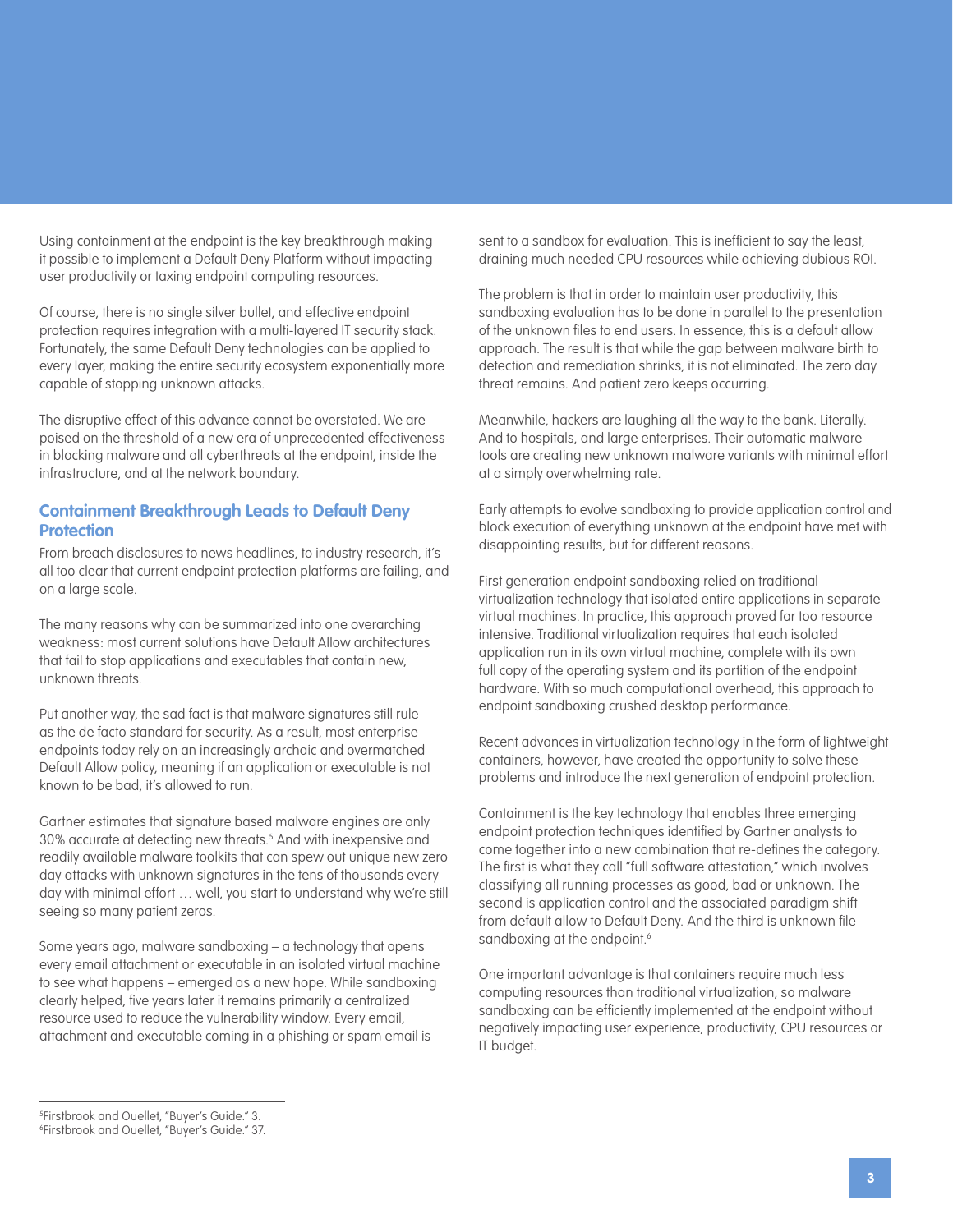Using containment at the endpoint is the key breakthrough making it possible to implement a Default Deny Platform without impacting user productivity or taxing endpoint computing resources.

Of course, there is no single silver bullet, and effective endpoint protection requires integration with a multi-layered IT security stack. Fortunately, the same Default Deny technologies can be applied to every layer, making the entire security ecosystem exponentially more capable of stopping unknown attacks.

The disruptive effect of this advance cannot be overstated. We are poised on the threshold of a new era of unprecedented effectiveness in blocking malware and all cyberthreats at the endpoint, inside the infrastructure, and at the network boundary.

## Containment Breakthrough Leads to Default Deny Protection

From breach disclosures to news headlines, to industry research, it's all too clear that current endpoint protection platforms are failing, and on a large scale.

The many reasons why can be summarized into one overarching weakness: most current solutions have Default Allow architectures that fail to stop applications and executables that contain new, unknown threats.

Put another way, the sad fact is that malware signatures still rule as the de facto standard for security. As a result, most enterprise endpoints today rely on an increasingly archaic and overmatched Default Allow policy, meaning if an application or executable is not known to be bad, it's allowed to run.

Gartner estimates that signature based malware engines are only 30% accurate at detecting new threats.[5] And with inexpensive and readily available malware toolkits that can spew out unique new zero day attacks with unknown signatures in the tens of thousands every day with minimal effort … well, you start to understand why we're still seeing so many patient zeros.

Some years ago, malware sandboxing – a technology that opens every email attachment or executable in an isolated virtual machine to see what happens – emerged as a new hope. While sandboxing clearly helped, five years later it remains primarily a centralized resource used to reduce the vulnerability window. Every email, attachment and executable coming in a phishing or spam email is sent to a sandbox for evaluation. This is inefficient to say the least, draining much needed CPU resources while achieving dubious ROI.

The problem is that in order to maintain user productivity, this sandboxing evaluation has to be done in parallel to the presentation of the unknown files to end users. In essence, this is a default allow approach. The result is that while the gap between malware birth to detection and remediation shrinks, it is not eliminated. The zero day threat remains. And patient zero keeps occurring.

Meanwhile, hackers are laughing all the way to the bank. Literally. And to hospitals, and large enterprises. Their automatic malware tools are creating new unknown malware variants with minimal effort at a simply overwhelming rate.

Early attempts to evolve sandboxing to provide application control and block execution of everything unknown at the endpoint have met with disappointing results, but for different reasons.

First generation endpoint sandboxing relied on traditional virtualization technology that isolated entire applications in separate virtual machines. In practice, this approach proved far too resource intensive. Traditional virtualization requires that each isolated application run in its own virtual machine, complete with its own full copy of the operating system and its partition of the endpoint hardware. With so much computational overhead, this approach to endpoint sandboxing crushed desktop performance.

Recent advances in virtualization technology in the form of lightweight containers, however, have created the opportunity to solve these problems and introduce the next generation of endpoint protection.

Containment is the key technology that enables three emerging endpoint protection techniques identified by Gartner analysts to come together into a new combination that re-defines the category. The first is what they call "full software attestation," which involves classifying all running processes as good, bad or unknown. The second is application control and the associated paradigm shift from default allow to Default Deny. And the third is unknown file sandboxing at the endpoint.[6]

One important advantage is that containers require much less computing resources than traditional virtualization, so malware sandboxing can be efficiently implemented at the endpoint without negatively impacting user experience, productivity, CPU resources or IT budget.

---

[5] Firstbrook and Ouellet, "Buyer's Guide." 3.
[6] Firstbrook and Ouellet, "Buyer's Guide." 37.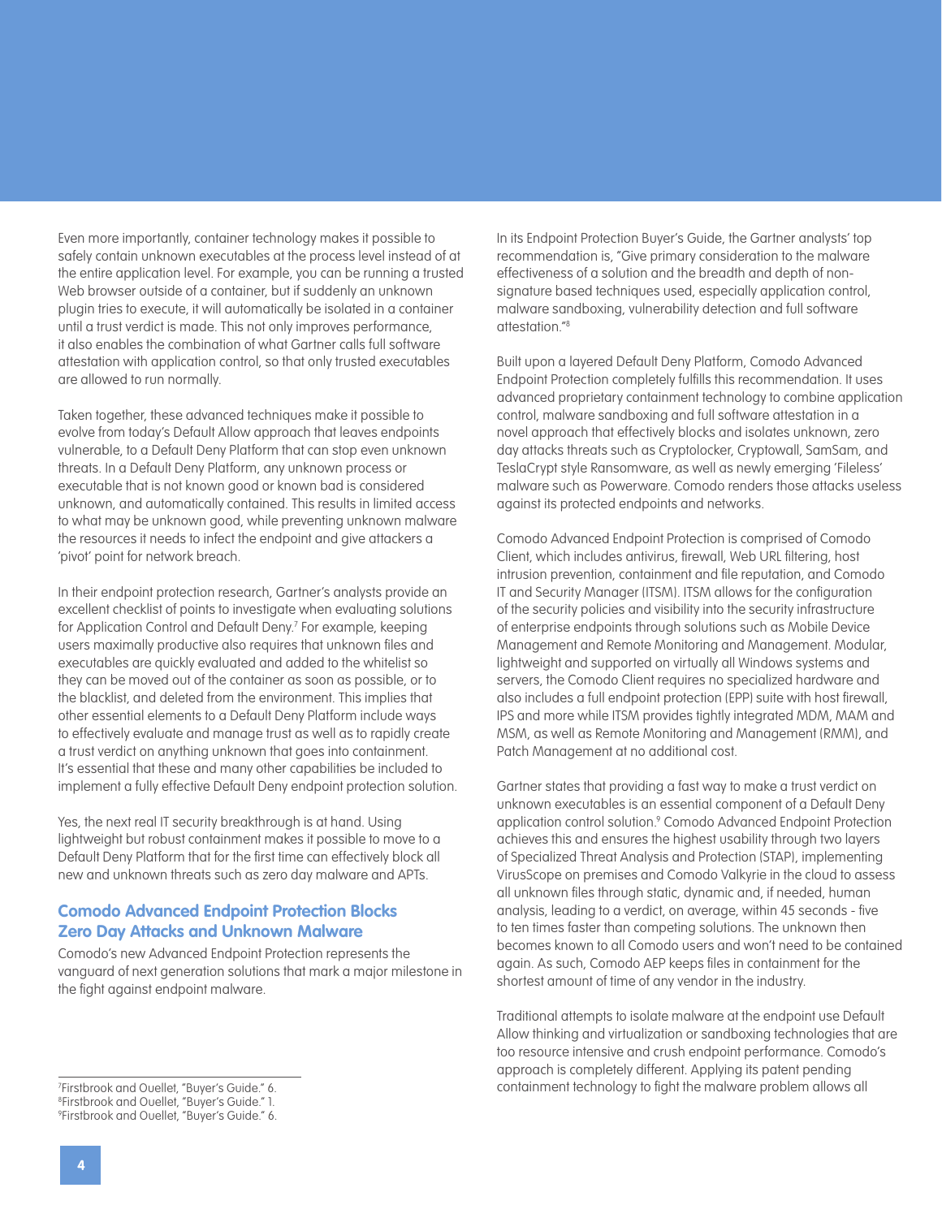Even more importantly, container technology makes it possible to safely contain unknown executables at the process level instead of at the entire application level. For example, you can be running a trusted Web browser outside of a container, but if suddenly an unknown plugin tries to execute, it will automatically be isolated in a container until a trust verdict is made. This not only improves performance, it also enables the combination of what Gartner calls full software attestation with application control, so that only trusted executables are allowed to run normally.

Taken together, these advanced techniques make it possible to evolve from today's Default Allow approach that leaves endpoints vulnerable, to a Default Deny Platform that can stop even unknown threats. In a Default Deny Platform, any unknown process or executable that is not known good or known bad is considered unknown, and automatically contained. This results in limited access to what may be unknown good, while preventing unknown malware the resources it needs to infect the endpoint and give attackers a 'pivot' point for network breach.

In their endpoint protection research, Gartner's analysts provide an excellent checklist of points to investigate when evaluating solutions for Application Control and Default Deny.[7] For example, keeping users maximally productive also requires that unknown files and executables are quickly evaluated and added to the whitelist so they can be moved out of the container as soon as possible, or to the blacklist, and deleted from the environment. This implies that other essential elements to a Default Deny Platform include ways to effectively evaluate and manage trust as well as to rapidly create a trust verdict on anything unknown that goes into containment. It's essential that these and many other capabilities be included to implement a fully effective Default Deny endpoint protection solution.

Yes, the next real IT security breakthrough is at hand. Using lightweight but robust containment makes it possible to move to a Default Deny Platform that for the first time can effectively block all new and unknown threats such as zero day malware and APTs.

## Comodo Advanced Endpoint Protection Blocks Zero Day Attacks and Unknown Malware

Comodo's new Advanced Endpoint Protection represents the vanguard of next generation solutions that mark a major milestone in the fight against endpoint malware.

In its Endpoint Protection Buyer's Guide, the Gartner analysts' top recommendation is, "Give primary consideration to the malware effectiveness of a solution and the breadth and depth of non-signature based techniques used, especially application control, malware sandboxing, vulnerability detection and full software attestation."[8]

Built upon a layered Default Deny Platform, Comodo Advanced Endpoint Protection completely fulfills this recommendation. It uses advanced proprietary containment technology to combine application control, malware sandboxing and full software attestation in a novel approach that effectively blocks and isolates unknown, zero day attacks threats such as Cryptolocker, Cryptowall, SamSam, and TeslaCrypt style Ransomware, as well as newly emerging 'Fileless' malware such as Powerware. Comodo renders those attacks useless against its protected endpoints and networks.

Comodo Advanced Endpoint Protection is comprised of Comodo Client, which includes antivirus, firewall, Web URL filtering, host intrusion prevention, containment and file reputation, and Comodo IT and Security Manager (ITSM). ITSM allows for the configuration of the security policies and visibility into the security infrastructure of enterprise endpoints through solutions such as Mobile Device Management and Remote Monitoring and Management. Modular, lightweight and supported on virtually all Windows systems and servers, the Comodo Client requires no specialized hardware and also includes a full endpoint protection (EPP) suite with host firewall, IPS and more while ITSM provides tightly integrated MDM, MAM and MSM, as well as Remote Monitoring and Management (RMM), and Patch Management at no additional cost.

Gartner states that providing a fast way to make a trust verdict on unknown executables is an essential component of a Default Deny application control solution.[9] Comodo Advanced Endpoint Protection achieves this and ensures the highest usability through two layers of Specialized Threat Analysis and Protection (STAP), implementing VirusScope on premises and Comodo Valkyrie in the cloud to assess all unknown files through static, dynamic and, if needed, human analysis, leading to a verdict, on average, within 45 seconds - five to ten times faster than competing solutions. The unknown then becomes known to all Comodo users and won't need to be contained again. As such, Comodo AEP keeps files in containment for the shortest amount of time of any vendor in the industry.

Traditional attempts to isolate malware at the endpoint use Default Allow thinking and virtualization or sandboxing technologies that are too resource intensive and crush endpoint performance. Comodo's approach is completely different. Applying its patent pending containment technology to fight the malware problem allows all

[7] Firstbrook and Ouellet, "Buyer's Guide." 6.
[8] Firstbrook and Ouellet, "Buyer's Guide." 1.
[9] Firstbrook and Ouellet, "Buyer's Guide." 6.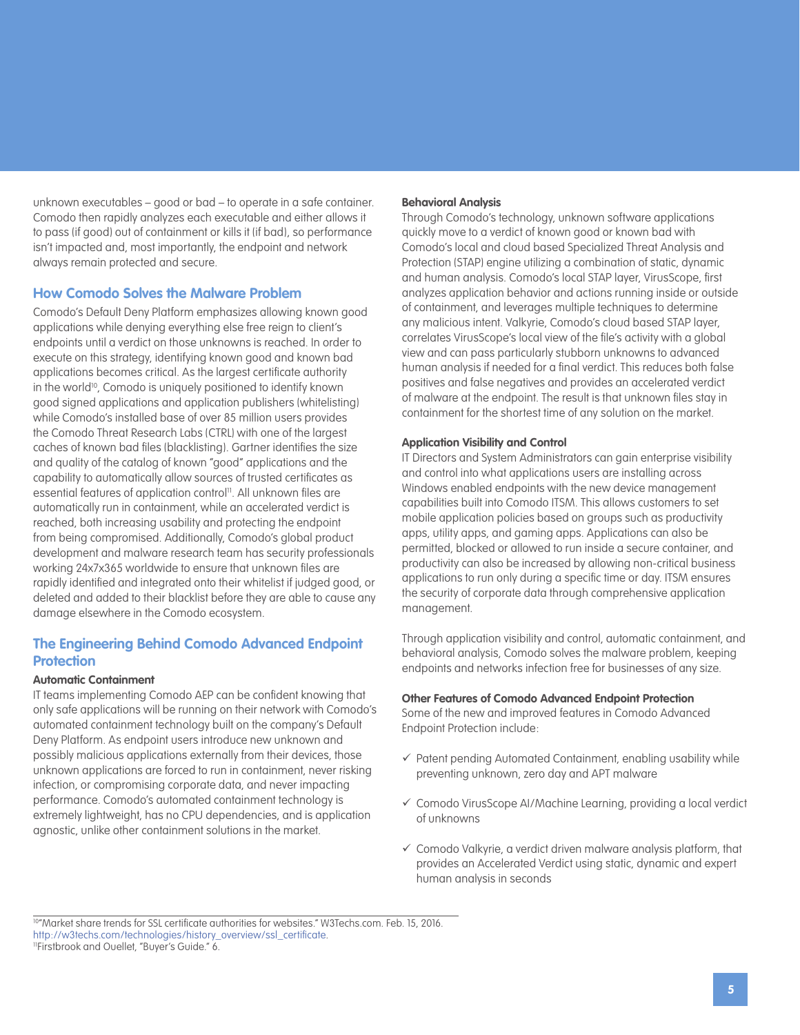unknown executables – good or bad – to operate in a safe container. Comodo then rapidly analyzes each executable and either allows it to pass (if good) out of containment or kills it (if bad), so performance isn't impacted and, most importantly, the endpoint and network always remain protected and secure.

## How Comodo Solves the Malware Problem

Comodo's Default Deny Platform emphasizes allowing known good applications while denying everything else free reign to client's endpoints until a verdict on those unknowns is reached. In order to execute on this strategy, identifying known good and known bad applications becomes critical. As the largest certificate authority in the world[10], Comodo is uniquely positioned to identify known good signed applications and application publishers (whitelisting) while Comodo's installed base of over 85 million users provides the Comodo Threat Research Labs (CTRL) with one of the largest caches of known bad files (blacklisting). Gartner identifies the size and quality of the catalog of known "good" applications and the capability to automatically allow sources of trusted certificates as essential features of application control[11]. All unknown files are automatically run in containment, while an accelerated verdict is reached, both increasing usability and protecting the endpoint from being compromised. Additionally, Comodo's global product development and malware research team has security professionals working 24x7x365 worldwide to ensure that unknown files are rapidly identified and integrated onto their whitelist if judged good, or deleted and added to their blacklist before they are able to cause any damage elsewhere in the Comodo ecosystem.

## The Engineering Behind Comodo Advanced Endpoint Protection

**Automatic Containment**

IT teams implementing Comodo AEP can be confident knowing that only safe applications will be running on their network with Comodo's automated containment technology built on the company's Default Deny Platform. As endpoint users introduce new unknown and possibly malicious applications externally from their devices, those unknown applications are forced to run in containment, never risking infection, or compromising corporate data, and never impacting performance. Comodo's automated containment technology is extremely lightweight, has no CPU dependencies, and is application agnostic, unlike other containment solutions in the market.

**Behavioral Analysis**

Through Comodo's technology, unknown software applications quickly move to a verdict of known good or known bad with Comodo's local and cloud based Specialized Threat Analysis and Protection (STAP) engine utilizing a combination of static, dynamic and human analysis. Comodo's local STAP layer, VirusScope, first analyzes application behavior and actions running inside or outside of containment, and leverages multiple techniques to determine any malicious intent. Valkyrie, Comodo's cloud based STAP layer, correlates VirusScope's local view of the file's activity with a global view and can pass particularly stubborn unknowns to advanced human analysis if needed for a final verdict. This reduces both false positives and false negatives and provides an accelerated verdict of malware at the endpoint. The result is that unknown files stay in containment for the shortest time of any solution on the market.

**Application Visibility and Control**

IT Directors and System Administrators can gain enterprise visibility and control into what applications users are installing across Windows enabled endpoints with the new device management capabilities built into Comodo ITSM. This allows customers to set mobile application policies based on groups such as productivity apps, utility apps, and gaming apps. Applications can also be permitted, blocked or allowed to run inside a secure container, and productivity can also be increased by allowing non-critical business applications to run only during a specific time or day. ITSM ensures the security of corporate data through comprehensive application management.

Through application visibility and control, automatic containment, and behavioral analysis, Comodo solves the malware problem, keeping endpoints and networks infection free for businesses of any size.

**Other Features of Comodo Advanced Endpoint Protection**

Some of the new and improved features in Comodo Advanced Endpoint Protection include:

- ✓ Patent pending Automated Containment, enabling usability while preventing unknown, zero day and APT malware
- ✓ Comodo VirusScope AI/Machine Learning, providing a local verdict of unknowns
- ✓ Comodo Valkyrie, a verdict driven malware analysis platform, that provides an Accelerated Verdict using static, dynamic and expert human analysis in seconds

---

[10] "Market share trends for SSL certificate authorities for websites." W3Techs.com. Feb. 15, 2016. http://w3techs.com/technologies/history_overview/ssl_certificate.
[11] Firstbrook and Ouellet, "Buyer's Guide." 6.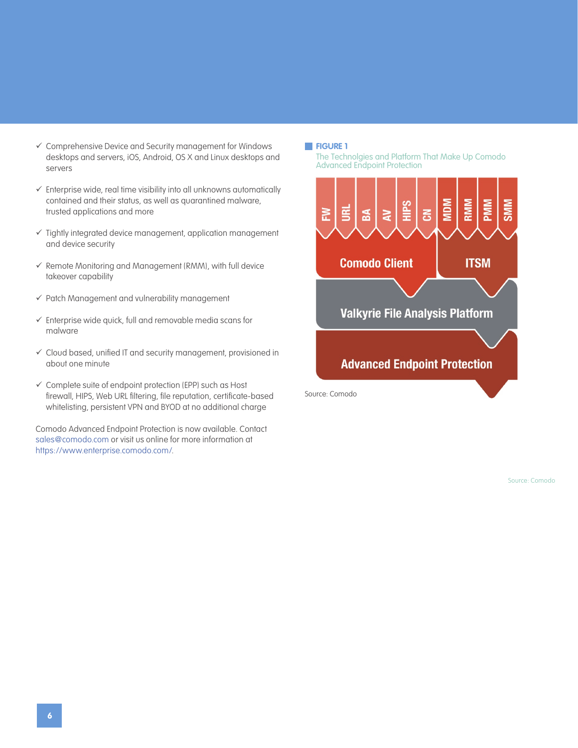- ✓ Comprehensive Device and Security management for Windows desktops and servers, iOS, Android, OS X and Linux desktops and servers
- ✓ Enterprise wide, real time visibility into all unknowns automatically contained and their status, as well as quarantined malware, trusted applications and more
- ✓ Tightly integrated device management, application management and device security
- ✓ Remote Monitoring and Management (RMM), with full device takeover capability
- ✓ Patch Management and vulnerability management
- ✓ Enterprise wide quick, full and removable media scans for malware
- ✓ Cloud based, unified IT and security management, provisioned in about one minute
- ✓ Complete suite of endpoint protection (EPP) such as Host firewall, HIPS, Web URL filtering, file reputation, certificate-based whitelisting, persistent VPN and BYOD at no additional charge

Comodo Advanced Endpoint Protection is now available. Contact sales@comodo.com or visit us online for more information at https://www.enterprise.comodo.com/.

**FIGURE 1**

The Technolgies and Platform That Make Up Comodo Advanced Endpoint Protection

FW | URL | BA | AV | HIPS | CN | MDM | RMM | PMM | SMM

Comodo Client | ITSM

Valkyrie File Analysis Platform

Advanced Endpoint Protection

Source: Comodo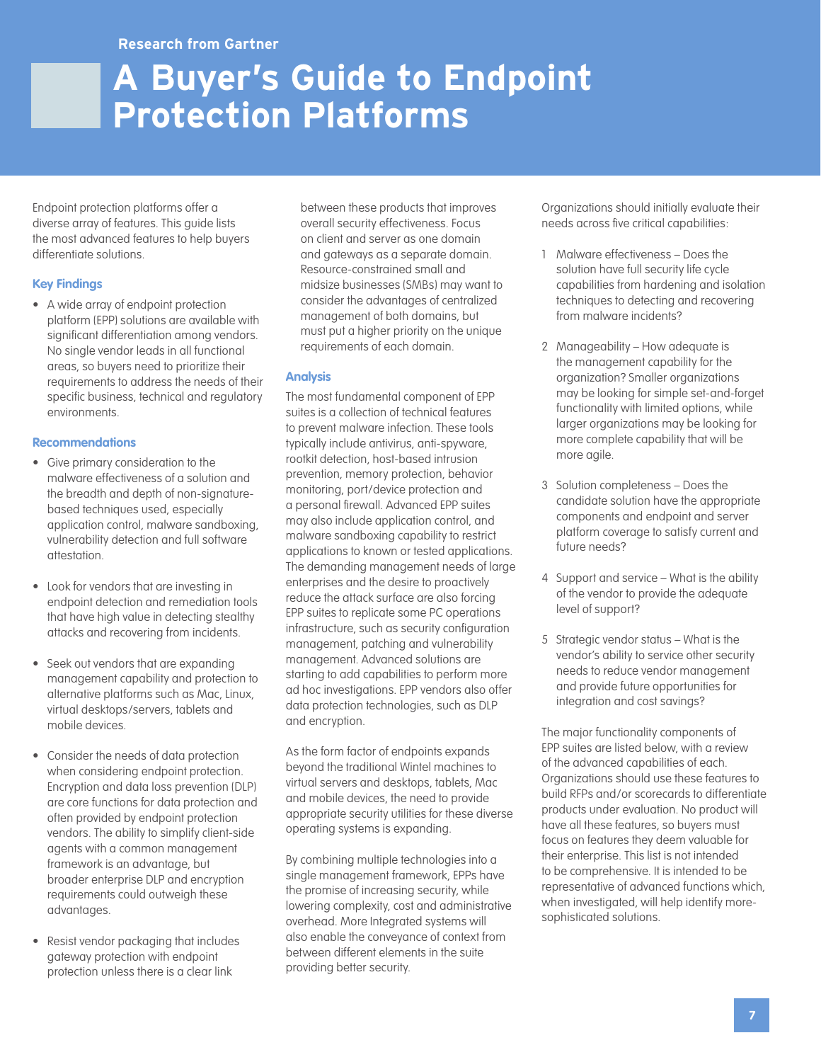Research from Gartner

# A Buyer's Guide to Endpoint Protection Platforms

Endpoint protection platforms offer a diverse array of features. This guide lists the most advanced features to help buyers differentiate solutions.

## Key Findings

- A wide array of endpoint protection platform (EPP) solutions are available with significant differentiation among vendors. No single vendor leads in all functional areas, so buyers need to prioritize their requirements to address the needs of their specific business, technical and regulatory environments.

## Recommendations

- Give primary consideration to the malware effectiveness of a solution and the breadth and depth of non-signature-based techniques used, especially application control, malware sandboxing, vulnerability detection and full software attestation.
- Look for vendors that are investing in endpoint detection and remediation tools that have high value in detecting stealthy attacks and recovering from incidents.
- Seek out vendors that are expanding management capability and protection to alternative platforms such as Mac, Linux, virtual desktops/servers, tablets and mobile devices.
- Consider the needs of data protection when considering endpoint protection. Encryption and data loss prevention (DLP) are core functions for data protection and often provided by endpoint protection vendors. The ability to simplify client-side agents with a common management framework is an advantage, but broader enterprise DLP and encryption requirements could outweigh these advantages.
- Resist vendor packaging that includes gateway protection with endpoint protection unless there is a clear link between these products that improves overall security effectiveness. Focus on client and server as one domain and gateways as a separate domain. Resource-constrained small and midsize businesses (SMBs) may want to consider the advantages of centralized management of both domains, but must put a higher priority on the unique requirements of each domain.

## Analysis

The most fundamental component of EPP suites is a collection of technical features to prevent malware infection. These tools typically include antivirus, anti-spyware, rootkit detection, host-based intrusion prevention, memory protection, behavior monitoring, port/device protection and a personal firewall. Advanced EPP suites may also include application control, and malware sandboxing capability to restrict applications to known or tested applications. The demanding management needs of large enterprises and the desire to proactively reduce the attack surface are also forcing EPP suites to replicate some PC operations infrastructure, such as security configuration management, patching and vulnerability management. Advanced solutions are starting to add capabilities to perform more ad hoc investigations. EPP vendors also offer data protection technologies, such as DLP and encryption.

As the form factor of endpoints expands beyond the traditional Wintel machines to virtual servers and desktops, tablets, Mac and mobile devices, the need to provide appropriate security utilities for these diverse operating systems is expanding.

By combining multiple technologies into a single management framework, EPPs have the promise of increasing security, while lowering complexity, cost and administrative overhead. More Integrated systems will also enable the conveyance of context from between different elements in the suite providing better security.

Organizations should initially evaluate their needs across five critical capabilities:

1. Malware effectiveness – Does the solution have full security life cycle capabilities from hardening and isolation techniques to detecting and recovering from malware incidents?
2. Manageability – How adequate is the management capability for the organization? Smaller organizations may be looking for simple set-and-forget functionality with limited options, while larger organizations may be looking for more complete capability that will be more agile.
3. Solution completeness – Does the candidate solution have the appropriate components and endpoint and server platform coverage to satisfy current and future needs?
4. Support and service – What is the ability of the vendor to provide the adequate level of support?
5. Strategic vendor status – What is the vendor's ability to service other security needs to reduce vendor management and provide future opportunities for integration and cost savings?

The major functionality components of EPP suites are listed below, with a review of the advanced capabilities of each. Organizations should use these features to build RFPs and/or scorecards to differentiate products under evaluation. No product will have all these features, so buyers must focus on features they deem valuable for their enterprise. This list is not intended to be comprehensive. It is intended to be representative of advanced functions which, when investigated, will help identify more-sophisticated solutions.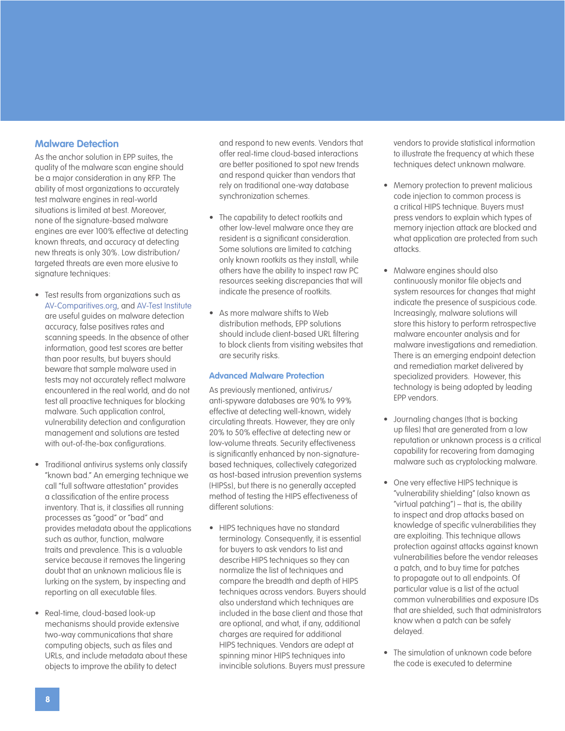## Malware Detection

As the anchor solution in EPP suites, the quality of the malware scan engine should be a major consideration in any RFP. The ability of most organizations to accurately test malware engines in real-world situations is limited at best. Moreover, none of the signature-based malware engines are ever 100% effective at detecting known threats, and accuracy at detecting new threats is only 30%. Low distribution/targeted threats are even more elusive to signature techniques:

- Test results from organizations such as AV-Comparitives.org, and AV-Test Institute are useful guides on malware detection accuracy, false positives rates and scanning speeds. In the absence of other information, good test scores are better than poor results, but buyers should beware that sample malware used in tests may not accurately reflect malware encountered in the real world, and do not test all proactive techniques for blocking malware. Such application control, vulnerability detection and configuration management and solutions are tested with out-of-the-box configurations.
- Traditional antivirus systems only classify "known bad." An emerging technique we call "full software attestation" provides a classification of the entire process inventory. That is, it classifies all running processes as "good" or "bad" and provides metadata about the applications such as author, function, malware traits and prevalence. This is a valuable service because it removes the lingering doubt that an unknown malicious file is lurking on the system, by inspecting and reporting on all executable files.
- Real-time, cloud-based look-up mechanisms should provide extensive two-way communications that share computing objects, such as files and URLs, and include metadata about these objects to improve the ability to detect and respond to new events. Vendors that offer real-time cloud-based interactions are better positioned to spot new trends and respond quicker than vendors that rely on traditional one-way database synchronization schemes.
- The capability to detect rootkits and other low-level malware once they are resident is a significant consideration. Some solutions are limited to catching only known rootkits as they install, while others have the ability to inspect raw PC resources seeking discrepancies that will indicate the presence of rootkits.
- As more malware shifts to Web distribution methods, EPP solutions should include client-based URL filtering to block clients from visiting websites that are security risks.

## Advanced Malware Protection

As previously mentioned, antivirus/anti-spyware databases are 90% to 99% effective at detecting well-known, widely circulating threats. However, they are only 20% to 50% effective at detecting new or low-volume threats. Security effectiveness is significantly enhanced by non-signature-based techniques, collectively categorized as host-based intrusion prevention systems (HIPSs), but there is no generally accepted method of testing the HIPS effectiveness of different solutions:

- HIPS techniques have no standard terminology. Consequently, it is essential for buyers to ask vendors to list and describe HIPS techniques so they can normalize the list of techniques and compare the breadth and depth of HIPS techniques across vendors. Buyers should also understand which techniques are included in the base client and those that are optional, and what, if any, additional charges are required for additional HIPS techniques. Vendors are adept at spinning minor HIPS techniques into invincible solutions. Buyers must pressure vendors to provide statistical information to illustrate the frequency at which these techniques detect unknown malware.
- Memory protection to prevent malicious code injection to common process is a critical HIPS technique. Buyers must press vendors to explain which types of memory injection attack are blocked and what application are protected from such attacks.
- Malware engines should also continuously monitor file objects and system resources for changes that might indicate the presence of suspicious code. Increasingly, malware solutions will store this history to perform retrospective malware encounter analysis and for malware investigations and remediation. There is an emerging endpoint detection and remediation market delivered by specialized providers. However, this technology is being adopted by leading EPP vendors.
- Journaling changes (that is backing up files) that are generated from a low reputation or unknown process is a critical capability for recovering from damaging malware such as cryptolocking malware.
- One very effective HIPS technique is "vulnerability shielding" (also known as "virtual patching") – that is, the ability to inspect and drop attacks based on knowledge of specific vulnerabilities they are exploiting. This technique allows protection against attacks against known vulnerabilities before the vendor releases a patch, and to buy time for patches to propagate out to all endpoints. Of particular value is a list of the actual common vulnerabilities and exposure IDs that are shielded, such that administrators know when a patch can be safely delayed.
- The simulation of unknown code before the code is executed to determine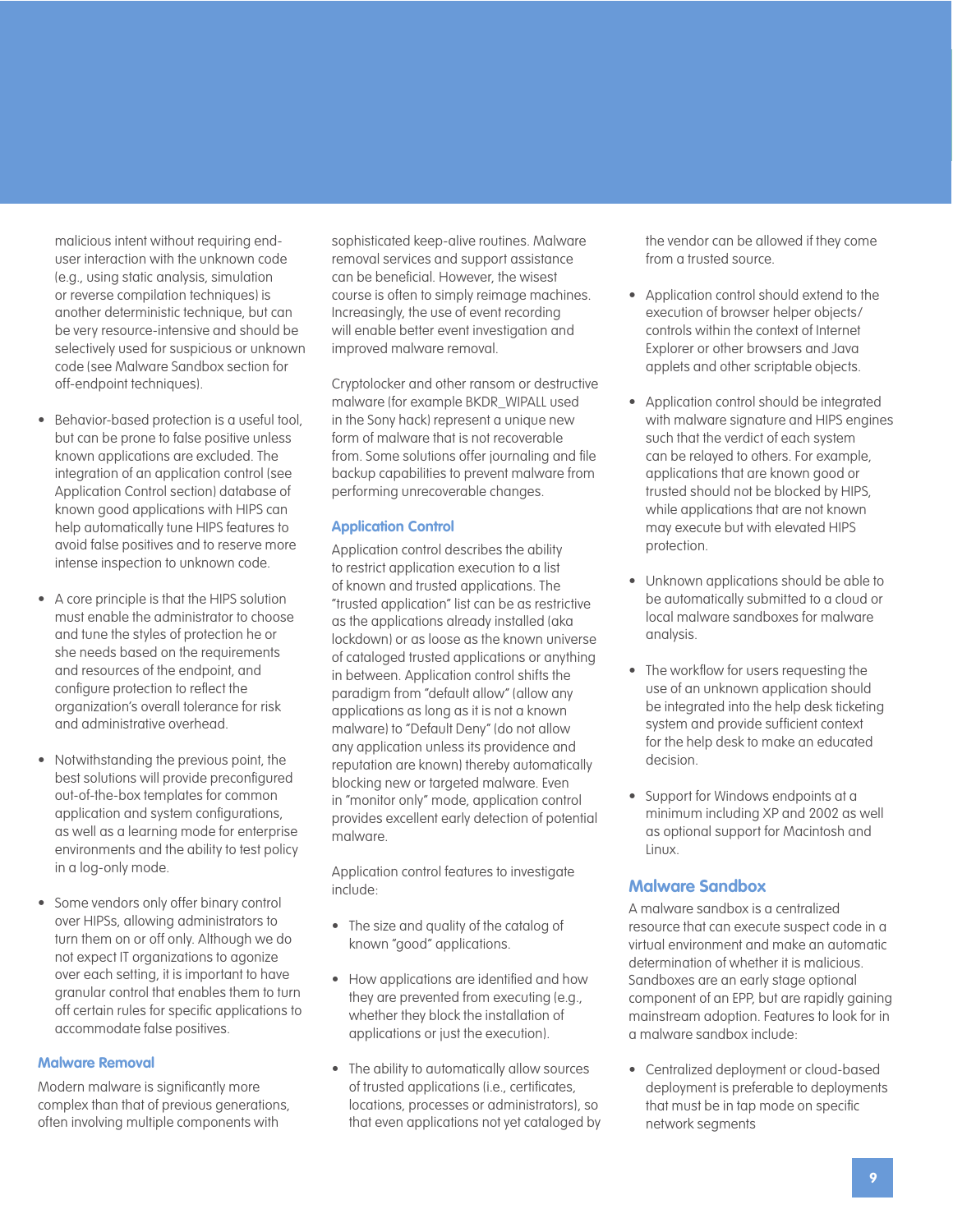malicious intent without requiring end-user interaction with the unknown code (e.g., using static analysis, simulation or reverse compilation techniques) is another deterministic technique, but can be very resource-intensive and should be selectively used for suspicious or unknown code (see Malware Sandbox section for off-endpoint techniques).

- Behavior-based protection is a useful tool, but can be prone to false positive unless known applications are excluded. The integration of an application control (see Application Control section) database of known good applications with HIPS can help automatically tune HIPS features to avoid false positives and to reserve more intense inspection to unknown code.

- A core principle is that the HIPS solution must enable the administrator to choose and tune the styles of protection he or she needs based on the requirements and resources of the endpoint, and configure protection to reflect the organization's overall tolerance for risk and administrative overhead.

- Notwithstanding the previous point, the best solutions will provide preconfigured out-of-the-box templates for common application and system configurations, as well as a learning mode for enterprise environments and the ability to test policy in a log-only mode.

- Some vendors only offer binary control over HIPSs, allowing administrators to turn them on or off only. Although we do not expect IT organizations to agonize over each setting, it is important to have granular control that enables them to turn off certain rules for specific applications to accommodate false positives.

## Malware Removal

Modern malware is significantly more complex than that of previous generations, often involving multiple components with sophisticated keep-alive routines. Malware removal services and support assistance can be beneficial. However, the wisest course is often to simply reimage machines. Increasingly, the use of event recording will enable better event investigation and improved malware removal.

Cryptolocker and other ransom or destructive malware (for example BKDR_WIPALL used in the Sony hack) represent a unique new form of malware that is not recoverable from. Some solutions offer journaling and file backup capabilities to prevent malware from performing unrecoverable changes.

## Application Control

Application control describes the ability to restrict application execution to a list of known and trusted applications. The "trusted application" list can be as restrictive as the applications already installed (aka lockdown) or as loose as the known universe of cataloged trusted applications or anything in between. Application control shifts the paradigm from "default allow" (allow any applications as long as it is not a known malware) to "Default Deny" (do not allow any application unless its providence and reputation are known) thereby automatically blocking new or targeted malware. Even in "monitor only" mode, application control provides excellent early detection of potential malware.

Application control features to investigate include:

- The size and quality of the catalog of known "good" applications.

- How applications are identified and how they are prevented from executing (e.g., whether they block the installation of applications or just the execution).

- The ability to automatically allow sources of trusted applications (i.e., certificates, locations, processes or administrators), so that even applications not yet cataloged by the vendor can be allowed if they come from a trusted source.

- Application control should extend to the execution of browser helper objects/controls within the context of Internet Explorer or other browsers and Java applets and other scriptable objects.

- Application control should be integrated with malware signature and HIPS engines such that the verdict of each system can be relayed to others. For example, applications that are known good or trusted should not be blocked by HIPS, while applications that are not known may execute but with elevated HIPS protection.

- Unknown applications should be able to be automatically submitted to a cloud or local malware sandboxes for malware analysis.

- The workflow for users requesting the use of an unknown application should be integrated into the help desk ticketing system and provide sufficient context for the help desk to make an educated decision.

- Support for Windows endpoints at a minimum including XP and 2002 as well as optional support for Macintosh and Linux.

## Malware Sandbox

A malware sandbox is a centralized resource that can execute suspect code in a virtual environment and make an automatic determination of whether it is malicious. Sandboxes are an early stage optional component of an EPP, but are rapidly gaining mainstream adoption. Features to look for in a malware sandbox include:

- Centralized deployment or cloud-based deployment is preferable to deployments that must be in tap mode on specific network segments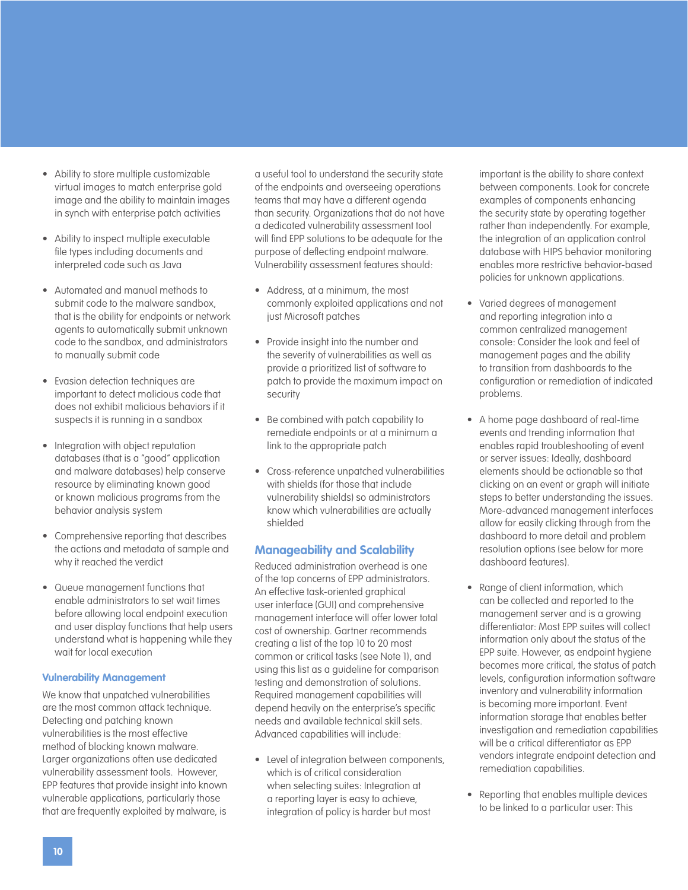- Ability to store multiple customizable virtual images to match enterprise gold image and the ability to maintain images in synch with enterprise patch activities
- Ability to inspect multiple executable file types including documents and interpreted code such as Java
- Automated and manual methods to submit code to the malware sandbox, that is the ability for endpoints or network agents to automatically submit unknown code to the sandbox, and administrators to manually submit code
- Evasion detection techniques are important to detect malicious code that does not exhibit malicious behaviors if it suspects it is running in a sandbox
- Integration with object reputation databases (that is a "good" application and malware databases) help conserve resource by eliminating known good or known malicious programs from the behavior analysis system
- Comprehensive reporting that describes the actions and metadata of sample and why it reached the verdict
- Queue management functions that enable administrators to set wait times before allowing local endpoint execution and user display functions that help users understand what is happening while they wait for local execution

### Vulnerability Management

We know that unpatched vulnerabilities are the most common attack technique. Detecting and patching known vulnerabilities is the most effective method of blocking known malware. Larger organizations often use dedicated vulnerability assessment tools. However, EPP features that provide insight into known vulnerable applications, particularly those that are frequently exploited by malware, is a useful tool to understand the security state of the endpoints and overseeing operations teams that may have a different agenda than security. Organizations that do not have a dedicated vulnerability assessment tool will find EPP solutions to be adequate for the purpose of deflecting endpoint malware. Vulnerability assessment features should:

- Address, at a minimum, the most commonly exploited applications and not just Microsoft patches
- Provide insight into the number and the severity of vulnerabilities as well as provide a prioritized list of software to patch to provide the maximum impact on security
- Be combined with patch capability to remediate endpoints or at a minimum a link to the appropriate patch
- Cross-reference unpatched vulnerabilities with shields (for those that include vulnerability shields) so administrators know which vulnerabilities are actually shielded

### Manageability and Scalability

Reduced administration overhead is one of the top concerns of EPP administrators. An effective task-oriented graphical user interface (GUI) and comprehensive management interface will offer lower total cost of ownership. Gartner recommends creating a list of the top 10 to 20 most common or critical tasks (see Note 1), and using this list as a guideline for comparison testing and demonstration of solutions. Required management capabilities will depend heavily on the enterprise's specific needs and available technical skill sets. Advanced capabilities will include:

- Level of integration between components, which is of critical consideration when selecting suites: Integration at a reporting layer is easy to achieve, integration of policy is harder but most important is the ability to share context between components. Look for concrete examples of components enhancing the security state by operating together rather than independently. For example, the integration of an application control database with HIPS behavior monitoring enables more restrictive behavior-based policies for unknown applications.
- Varied degrees of management and reporting integration into a common centralized management console: Consider the look and feel of management pages and the ability to transition from dashboards to the configuration or remediation of indicated problems.
- A home page dashboard of real-time events and trending information that enables rapid troubleshooting of event or server issues: Ideally, dashboard elements should be actionable so that clicking on an event or graph will initiate steps to better understanding the issues. More-advanced management interfaces allow for easily clicking through from the dashboard to more detail and problem resolution options (see below for more dashboard features).
- Range of client information, which can be collected and reported to the management server and is a growing differentiator: Most EPP suites will collect information only about the status of the EPP suite. However, as endpoint hygiene becomes more critical, the status of patch levels, configuration information software inventory and vulnerability information is becoming more important. Event information storage that enables better investigation and remediation capabilities will be a critical differentiator as EPP vendors integrate endpoint detection and remediation capabilities.
- Reporting that enables multiple devices to be linked to a particular user: This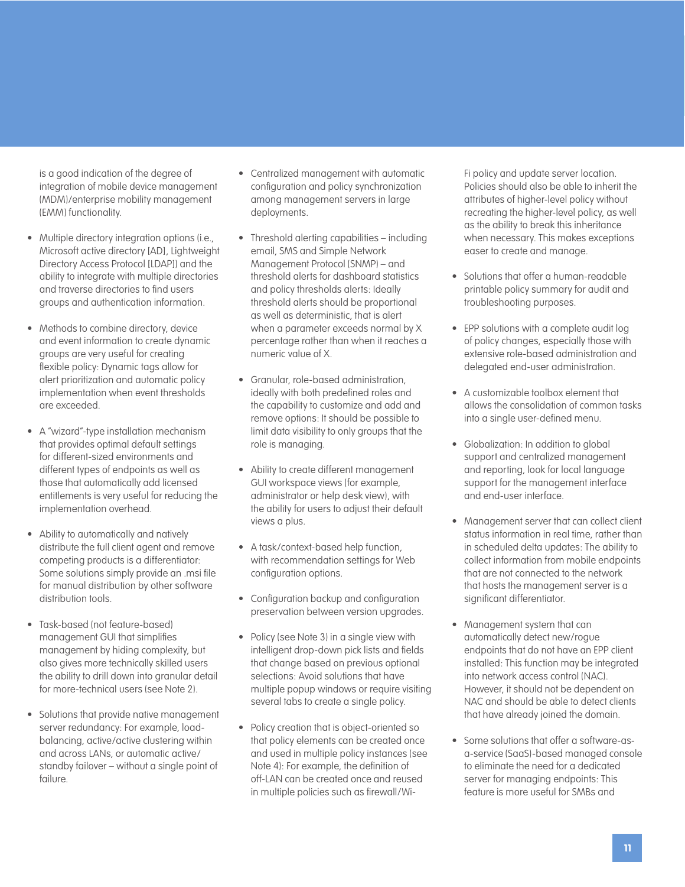is a good indication of the degree of integration of mobile device management (MDM)/enterprise mobility management (EMM) functionality.

- Multiple directory integration options (i.e., Microsoft active directory [AD], Lightweight Directory Access Protocol [LDAP]) and the ability to integrate with multiple directories and traverse directories to find users groups and authentication information.

- Methods to combine directory, device and event information to create dynamic groups are very useful for creating flexible policy: Dynamic tags allow for alert prioritization and automatic policy implementation when event thresholds are exceeded.

- A "wizard"-type installation mechanism that provides optimal default settings for different-sized environments and different types of endpoints as well as those that automatically add licensed entitlements is very useful for reducing the implementation overhead.

- Ability to automatically and natively distribute the full client agent and remove competing products is a differentiator: Some solutions simply provide an .msi file for manual distribution by other software distribution tools.

- Task-based (not feature-based) management GUI that simplifies management by hiding complexity, but also gives more technically skilled users the ability to drill down into granular detail for more-technical users (see Note 2).

- Solutions that provide native management server redundancy: For example, load-balancing, active/active clustering within and across LANs, or automatic active/standby failover – without a single point of failure.

- Centralized management with automatic configuration and policy synchronization among management servers in large deployments.

- Threshold alerting capabilities – including email, SMS and Simple Network Management Protocol (SNMP) – and threshold alerts for dashboard statistics and policy thresholds alerts: Ideally threshold alerts should be proportional as well as deterministic, that is alert when a parameter exceeds normal by X percentage rather than when it reaches a numeric value of X.

- Granular, role-based administration, ideally with both predefined roles and the capability to customize and add and remove options: It should be possible to limit data visibility to only groups that the role is managing.

- Ability to create different management GUI workspace views (for example, administrator or help desk view), with the ability for users to adjust their default views a plus.

- A task/context-based help function, with recommendation settings for Web configuration options.

- Configuration backup and configuration preservation between version upgrades.

- Policy (see Note 3) in a single view with intelligent drop-down pick lists and fields that change based on previous optional selections: Avoid solutions that have multiple popup windows or require visiting several tabs to create a single policy.

- Policy creation that is object-oriented so that policy elements can be created once and used in multiple policy instances (see Note 4): For example, the definition of off-LAN can be created once and reused in multiple policies such as firewall/Wi-Fi policy and update server location. Policies should also be able to inherit the attributes of higher-level policy without recreating the higher-level policy, as well as the ability to break this inheritance when necessary. This makes exceptions easer to create and manage.

- Solutions that offer a human-readable printable policy summary for audit and troubleshooting purposes.

- EPP solutions with a complete audit log of policy changes, especially those with extensive role-based administration and delegated end-user administration.

- A customizable toolbox element that allows the consolidation of common tasks into a single user-defined menu.

- Globalization: In addition to global support and centralized management and reporting, look for local language support for the management interface and end-user interface.

- Management server that can collect client status information in real time, rather than in scheduled delta updates: The ability to collect information from mobile endpoints that are not connected to the network that hosts the management server is a significant differentiator.

- Management system that can automatically detect new/rogue endpoints that do not have an EPP client installed: This function may be integrated into network access control (NAC). However, it should not be dependent on NAC and should be able to detect clients that have already joined the domain.

- Some solutions that offer a software-as-a-service (SaaS)-based managed console to eliminate the need for a dedicated server for managing endpoints: This feature is more useful for SMBs and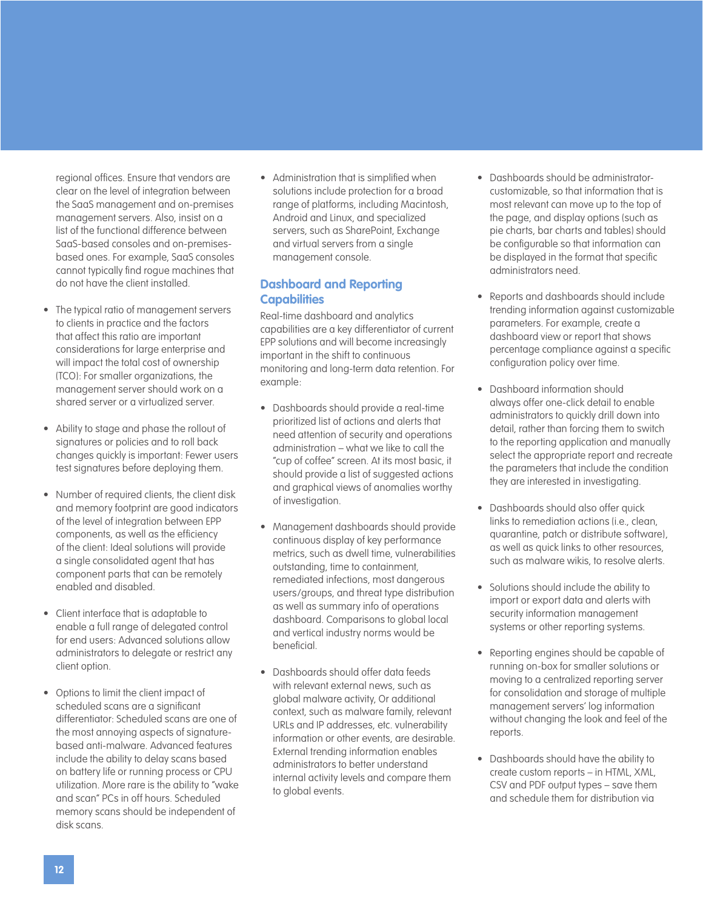regional offices. Ensure that vendors are clear on the level of integration between the SaaS management and on-premises management servers. Also, insist on a list of the functional difference between SaaS-based consoles and on-premises-based ones. For example, SaaS consoles cannot typically find rogue machines that do not have the client installed.

- The typical ratio of management servers to clients in practice and the factors that affect this ratio are important considerations for large enterprise and will impact the total cost of ownership (TCO): For smaller organizations, the management server should work on a shared server or a virtualized server.

- Ability to stage and phase the rollout of signatures or policies and to roll back changes quickly is important: Fewer users test signatures before deploying them.

- Number of required clients, the client disk and memory footprint are good indicators of the level of integration between EPP components, as well as the efficiency of the client: Ideal solutions will provide a single consolidated agent that has component parts that can be remotely enabled and disabled.

- Client interface that is adaptable to enable a full range of delegated control for end users: Advanced solutions allow administrators to delegate or restrict any client option.

- Options to limit the client impact of scheduled scans are a significant differentiator: Scheduled scans are one of the most annoying aspects of signature-based anti-malware. Advanced features include the ability to delay scans based on battery life or running process or CPU utilization. More rare is the ability to "wake and scan" PCs in off hours. Scheduled memory scans should be independent of disk scans.

- Administration that is simplified when solutions include protection for a broad range of platforms, including Macintosh, Android and Linux, and specialized servers, such as SharePoint, Exchange and virtual servers from a single management console.

## Dashboard and Reporting Capabilities

Real-time dashboard and analytics capabilities are a key differentiator of current EPP solutions and will become increasingly important in the shift to continuous monitoring and long-term data retention. For example:

- Dashboards should provide a real-time prioritized list of actions and alerts that need attention of security and operations administration – what we like to call the "cup of coffee" screen. At its most basic, it should provide a list of suggested actions and graphical views of anomalies worthy of investigation.

- Management dashboards should provide continuous display of key performance metrics, such as dwell time, vulnerabilities outstanding, time to containment, remediated infections, most dangerous users/groups, and threat type distribution as well as summary info of operations dashboard. Comparisons to global local and vertical industry norms would be beneficial.

- Dashboards should offer data feeds with relevant external news, such as global malware activity, Or additional context, such as malware family, relevant URLs and IP addresses, etc. vulnerability information or other events, are desirable. External trending information enables administrators to better understand internal activity levels and compare them to global events.

- Dashboards should be administrator-customizable, so that information that is most relevant can move up to the top of the page, and display options (such as pie charts, bar charts and tables) should be configurable so that information can be displayed in the format that specific administrators need.

- Reports and dashboards should include trending information against customizable parameters. For example, create a dashboard view or report that shows percentage compliance against a specific configuration policy over time.

- Dashboard information should always offer one-click detail to enable administrators to quickly drill down into detail, rather than forcing them to switch to the reporting application and manually select the appropriate report and recreate the parameters that include the condition they are interested in investigating.

- Dashboards should also offer quick links to remediation actions (i.e., clean, quarantine, patch or distribute software), as well as quick links to other resources, such as malware wikis, to resolve alerts.

- Solutions should include the ability to import or export data and alerts with security information management systems or other reporting systems.

- Reporting engines should be capable of running on-box for smaller solutions or moving to a centralized reporting server for consolidation and storage of multiple management servers' log information without changing the look and feel of the reports.

- Dashboards should have the ability to create custom reports – in HTML, XML, CSV and PDF output types – save them and schedule them for distribution via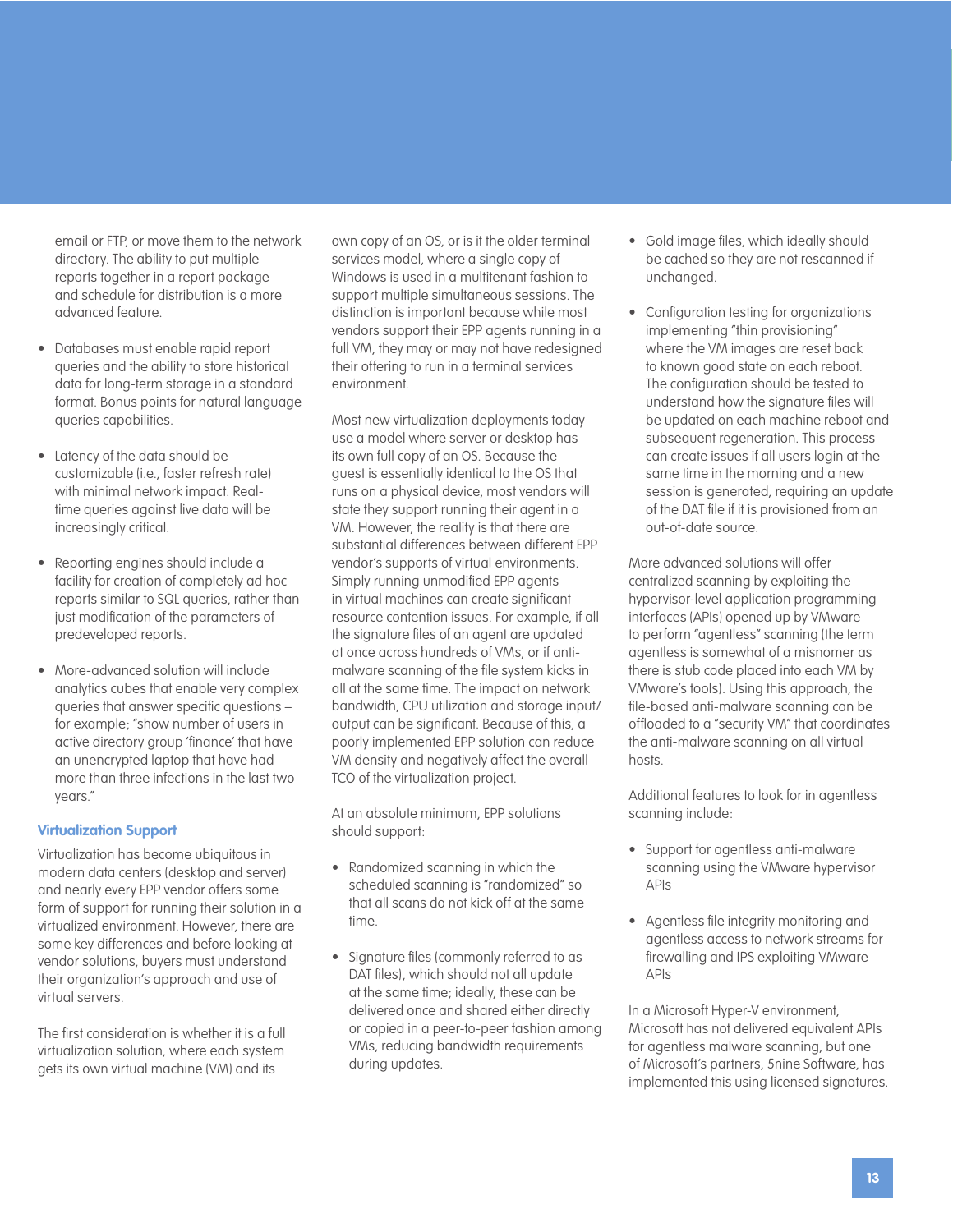email or FTP, or move them to the network directory. The ability to put multiple reports together in a report package and schedule for distribution is a more advanced feature.

- Databases must enable rapid report queries and the ability to store historical data for long-term storage in a standard format. Bonus points for natural language queries capabilities.

- Latency of the data should be customizable (i.e., faster refresh rate) with minimal network impact. Real-time queries against live data will be increasingly critical.

- Reporting engines should include a facility for creation of completely ad hoc reports similar to SQL queries, rather than just modification of the parameters of predeveloped reports.

- More-advanced solution will include analytics cubes that enable very complex queries that answer specific questions – for example; "show number of users in active directory group 'finance' that have an unencrypted laptop that have had more than three infections in the last two years."

### Virtualization Support

Virtualization has become ubiquitous in modern data centers (desktop and server) and nearly every EPP vendor offers some form of support for running their solution in a virtualized environment. However, there are some key differences and before looking at vendor solutions, buyers must understand their organization's approach and use of virtual servers.

The first consideration is whether it is a full virtualization solution, where each system gets its own virtual machine (VM) and its own copy of an OS, or is it the older terminal services model, where a single copy of Windows is used in a multitenant fashion to support multiple simultaneous sessions. The distinction is important because while most vendors support their EPP agents running in a full VM, they may or may not have redesigned their offering to run in a terminal services environment.

Most new virtualization deployments today use a model where server or desktop has its own full copy of an OS. Because the guest is essentially identical to the OS that runs on a physical device, most vendors will state they support running their agent in a VM. However, the reality is that there are substantial differences between different EPP vendor's supports of virtual environments. Simply running unmodified EPP agents in virtual machines can create significant resource contention issues. For example, if all the signature files of an agent are updated at once across hundreds of VMs, or if anti-malware scanning of the file system kicks in all at the same time. The impact on network bandwidth, CPU utilization and storage input/output can be significant. Because of this, a poorly implemented EPP solution can reduce VM density and negatively affect the overall TCO of the virtualization project.

At an absolute minimum, EPP solutions should support:

- Randomized scanning in which the scheduled scanning is "randomized" so that all scans do not kick off at the same time.

- Signature files (commonly referred to as DAT files), which should not all update at the same time; ideally, these can be delivered once and shared either directly or copied in a peer-to-peer fashion among VMs, reducing bandwidth requirements during updates.

- Gold image files, which ideally should be cached so they are not rescanned if unchanged.

- Configuration testing for organizations implementing "thin provisioning" where the VM images are reset back to known good state on each reboot. The configuration should be tested to understand how the signature files will be updated on each machine reboot and subsequent regeneration. This process can create issues if all users login at the same time in the morning and a new session is generated, requiring an update of the DAT file if it is provisioned from an out-of-date source.

More advanced solutions will offer centralized scanning by exploiting the hypervisor-level application programming interfaces (APIs) opened up by VMware to perform "agentless" scanning (the term agentless is somewhat of a misnomer as there is stub code placed into each VM by VMware's tools). Using this approach, the file-based anti-malware scanning can be offloaded to a "security VM" that coordinates the anti-malware scanning on all virtual hosts.

Additional features to look for in agentless scanning include:

- Support for agentless anti-malware scanning using the VMware hypervisor APIs

- Agentless file integrity monitoring and agentless access to network streams for firewalling and IPS exploiting VMware APIs

In a Microsoft Hyper-V environment, Microsoft has not delivered equivalent APIs for agentless malware scanning, but one of Microsoft's partners, 5nine Software, has implemented this using licensed signatures.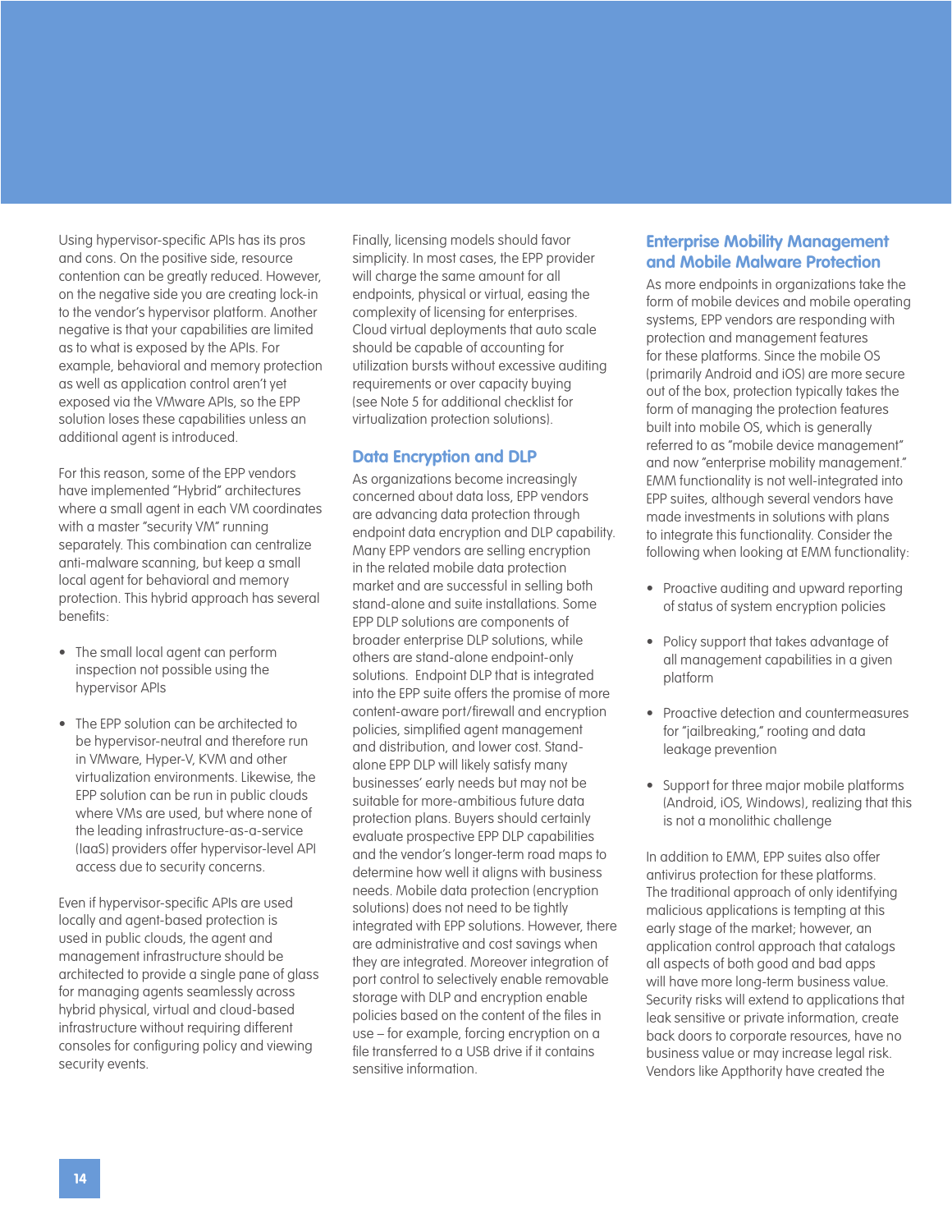Using hypervisor-specific APIs has its pros and cons. On the positive side, resource contention can be greatly reduced. However, on the negative side you are creating lock-in to the vendor's hypervisor platform. Another negative is that your capabilities are limited as to what is exposed by the APIs. For example, behavioral and memory protection as well as application control aren't yet exposed via the VMware APIs, so the EPP solution loses these capabilities unless an additional agent is introduced.

For this reason, some of the EPP vendors have implemented "Hybrid" architectures where a small agent in each VM coordinates with a master "security VM" running separately. This combination can centralize anti-malware scanning, but keep a small local agent for behavioral and memory protection. This hybrid approach has several benefits:

- The small local agent can perform inspection not possible using the hypervisor APIs
- The EPP solution can be architected to be hypervisor-neutral and therefore run in VMware, Hyper-V, KVM and other virtualization environments. Likewise, the EPP solution can be run in public clouds where VMs are used, but where none of the leading infrastructure-as-a-service (IaaS) providers offer hypervisor-level API access due to security concerns.

Even if hypervisor-specific APIs are used locally and agent-based protection is used in public clouds, the agent and management infrastructure should be architected to provide a single pane of glass for managing agents seamlessly across hybrid physical, virtual and cloud-based infrastructure without requiring different consoles for configuring policy and viewing security events.

Finally, licensing models should favor simplicity. In most cases, the EPP provider will charge the same amount for all endpoints, physical or virtual, easing the complexity of licensing for enterprises. Cloud virtual deployments that auto scale should be capable of accounting for utilization bursts without excessive auditing requirements or over capacity buying (see Note 5 for additional checklist for virtualization protection solutions).

## Data Encryption and DLP

As organizations become increasingly concerned about data loss, EPP vendors are advancing data protection through endpoint data encryption and DLP capability. Many EPP vendors are selling encryption in the related mobile data protection market and are successful in selling both stand-alone and suite installations. Some EPP DLP solutions are components of broader enterprise DLP solutions, while others are stand-alone endpoint-only solutions. Endpoint DLP that is integrated into the EPP suite offers the promise of more content-aware port/firewall and encryption policies, simplified agent management and distribution, and lower cost. Stand-alone EPP DLP will likely satisfy many businesses' early needs but may not be suitable for more-ambitious future data protection plans. Buyers should certainly evaluate prospective EPP DLP capabilities and the vendor's longer-term road maps to determine how well it aligns with business needs. Mobile data protection (encryption solutions) does not need to be tightly integrated with EPP solutions. However, there are administrative and cost savings when they are integrated. Moreover integration of port control to selectively enable removable storage with DLP and encryption enable policies based on the content of the files in use – for example, forcing encryption on a file transferred to a USB drive if it contains sensitive information.

## Enterprise Mobility Management and Mobile Malware Protection

As more endpoints in organizations take the form of mobile devices and mobile operating systems, EPP vendors are responding with protection and management features for these platforms. Since the mobile OS (primarily Android and iOS) are more secure out of the box, protection typically takes the form of managing the protection features built into mobile OS, which is generally referred to as "mobile device management" and now "enterprise mobility management." EMM functionality is not well-integrated into EPP suites, although several vendors have made investments in solutions with plans to integrate this functionality. Consider the following when looking at EMM functionality:

- Proactive auditing and upward reporting of status of system encryption policies
- Policy support that takes advantage of all management capabilities in a given platform
- Proactive detection and countermeasures for "jailbreaking," rooting and data leakage prevention
- Support for three major mobile platforms (Android, iOS, Windows), realizing that this is not a monolithic challenge

In addition to EMM, EPP suites also offer antivirus protection for these platforms. The traditional approach of only identifying malicious applications is tempting at this early stage of the market; however, an application control approach that catalogs all aspects of both good and bad apps will have more long-term business value. Security risks will extend to applications that leak sensitive or private information, create back doors to corporate resources, have no business value or may increase legal risk. Vendors like Appthority have created the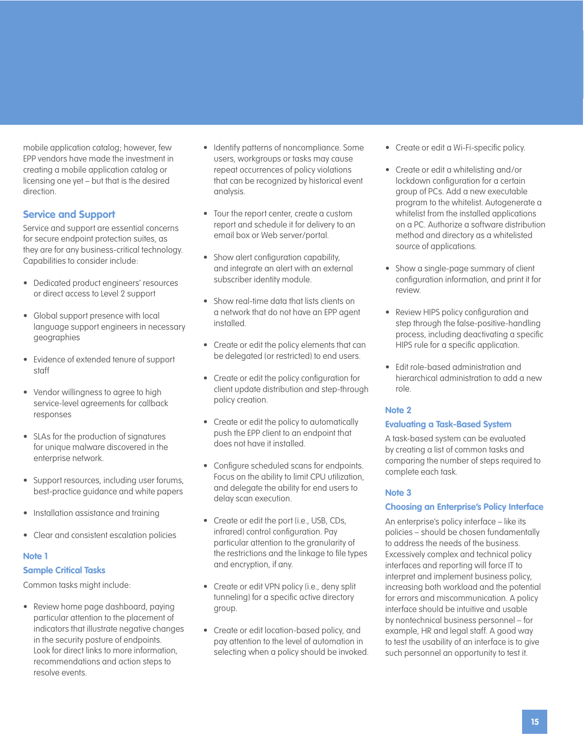mobile application catalog; however, few EPP vendors have made the investment in creating a mobile application catalog or licensing one yet – but that is the desired direction.

## Service and Support

Service and support are essential concerns for secure endpoint protection suites, as they are for any business-critical technology. Capabilities to consider include:

- Dedicated product engineers' resources or direct access to Level 2 support
- Global support presence with local language support engineers in necessary geographies
- Evidence of extended tenure of support staff
- Vendor willingness to agree to high service-level agreements for callback responses
- SLAs for the production of signatures for unique malware discovered in the enterprise network.
- Support resources, including user forums, best-practice guidance and white papers
- Installation assistance and training
- Clear and consistent escalation policies

## Note 1
## Sample Critical Tasks

Common tasks might include:

- Review home page dashboard, paying particular attention to the placement of indicators that illustrate negative changes in the security posture of endpoints. Look for direct links to more information, recommendations and action steps to resolve events.
- Identify patterns of noncompliance. Some users, workgroups or tasks may cause repeat occurrences of policy violations that can be recognized by historical event analysis.
- Tour the report center, create a custom report and schedule it for delivery to an email box or Web server/portal.
- Show alert configuration capability, and integrate an alert with an external subscriber identity module.
- Show real-time data that lists clients on a network that do not have an EPP agent installed.
- Create or edit the policy elements that can be delegated (or restricted) to end users.
- Create or edit the policy configuration for client update distribution and step-through policy creation.
- Create or edit the policy to automatically push the EPP client to an endpoint that does not have it installed.
- Configure scheduled scans for endpoints. Focus on the ability to limit CPU utilization, and delegate the ability for end users to delay scan execution.
- Create or edit the port (i.e., USB, CDs, infrared) control configuration. Pay particular attention to the granularity of the restrictions and the linkage to file types and encryption, if any.
- Create or edit VPN policy (i.e., deny split tunneling) for a specific active directory group.
- Create or edit location-based policy, and pay attention to the level of automation in selecting when a policy should be invoked.
- Create or edit a Wi-Fi-specific policy.
- Create or edit a whitelisting and/or lockdown configuration for a certain group of PCs. Add a new executable program to the whitelist. Autogenerate a whitelist from the installed applications on a PC. Authorize a software distribution method and directory as a whitelisted source of applications.
- Show a single-page summary of client configuration information, and print it for review.
- Review HIPS policy configuration and step through the false-positive-handling process, including deactivating a specific HIPS rule for a specific application.
- Edit role-based administration and hierarchical administration to add a new role.

## Note 2
## Evaluating a Task-Based System

A task-based system can be evaluated by creating a list of common tasks and comparing the number of steps required to complete each task.

## Note 3
## Choosing an Enterprise's Policy Interface

An enterprise's policy interface – like its policies – should be chosen fundamentally to address the needs of the business. Excessively complex and technical policy interfaces and reporting will force IT to interpret and implement business policy, increasing both workload and the potential for errors and miscommunication. A policy interface should be intuitive and usable by nontechnical business personnel – for example, HR and legal staff. A good way to test the usability of an interface is to give such personnel an opportunity to test it.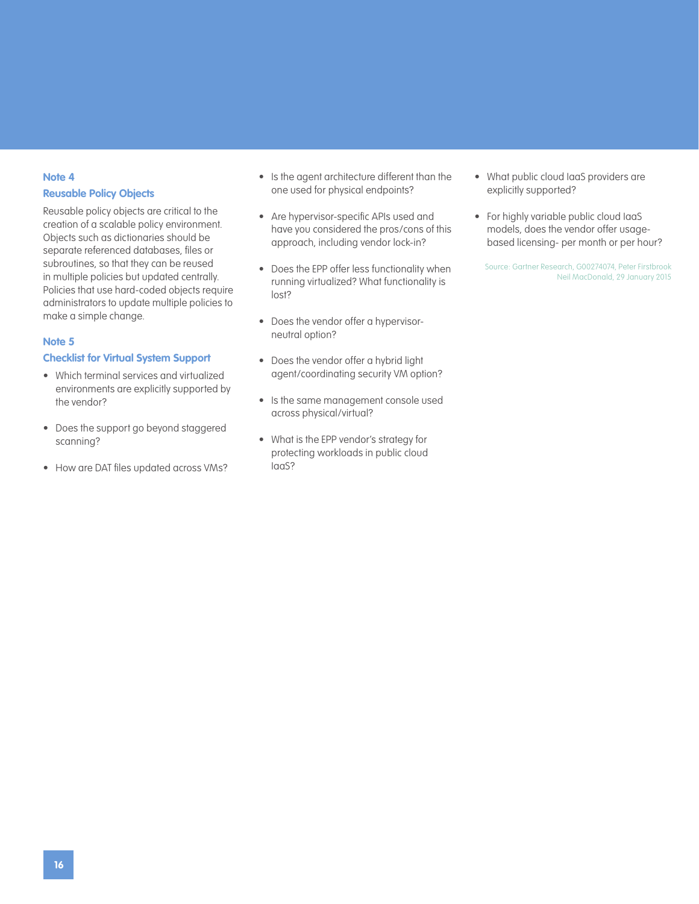## Note 4

### Reusable Policy Objects

Reusable policy objects are critical to the creation of a scalable policy environment. Objects such as dictionaries should be separate referenced databases, files or subroutines, so that they can be reused in multiple policies but updated centrally. Policies that use hard-coded objects require administrators to update multiple policies to make a simple change.

## Note 5

### Checklist for Virtual System Support

- Which terminal services and virtualized environments are explicitly supported by the vendor?
- Does the support go beyond staggered scanning?
- How are DAT files updated across VMs?
- Is the agent architecture different than the one used for physical endpoints?
- Are hypervisor-specific APIs used and have you considered the pros/cons of this approach, including vendor lock-in?
- Does the EPP offer less functionality when running virtualized? What functionality is lost?
- Does the vendor offer a hypervisor-neutral option?
- Does the vendor offer a hybrid light agent/coordinating security VM option?
- Is the same management console used across physical/virtual?
- What is the EPP vendor's strategy for protecting workloads in public cloud IaaS?
- What public cloud IaaS providers are explicitly supported?
- For highly variable public cloud IaaS models, does the vendor offer usage-based licensing- per month or per hour?

Source: Gartner Research, G00274074, Peter Firstbrook Neil MacDonald, 29 January 2015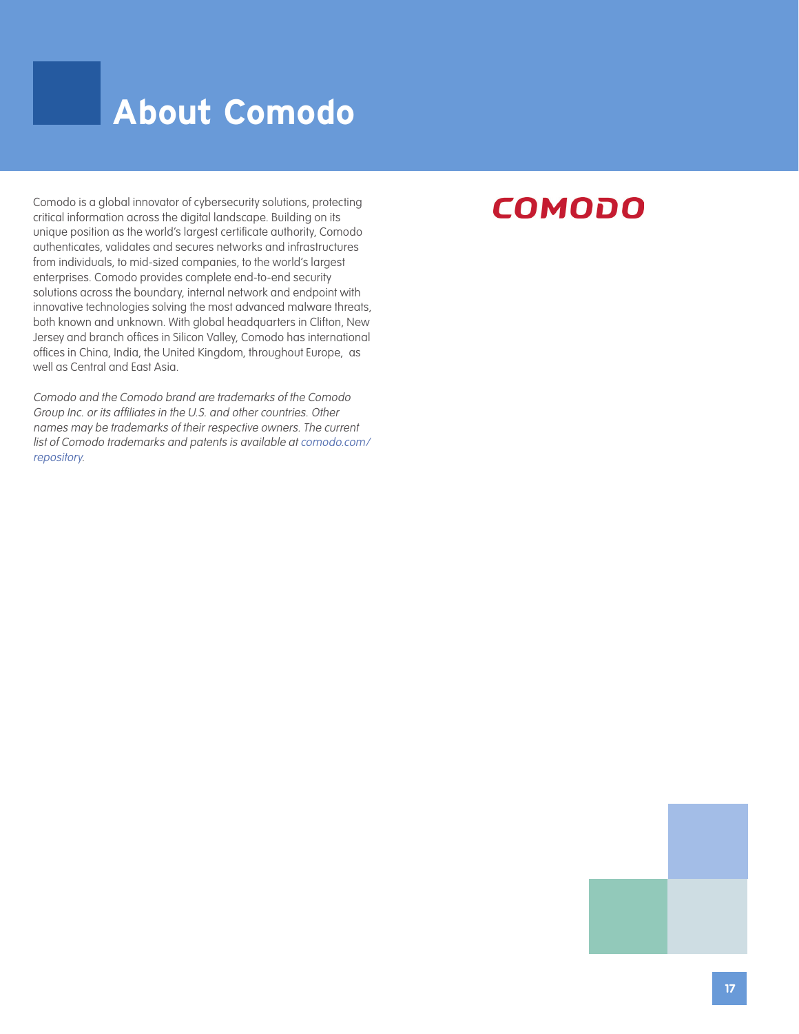# About Comodo

Comodo is a global innovator of cybersecurity solutions, protecting critical information across the digital landscape. Building on its unique position as the world's largest certificate authority, Comodo authenticates, validates and secures networks and infrastructures from individuals, to mid-sized companies, to the world's largest enterprises. Comodo provides complete end-to-end security solutions across the boundary, internal network and endpoint with innovative technologies solving the most advanced malware threats, both known and unknown. With global headquarters in Clifton, New Jersey and branch offices in Silicon Valley, Comodo has international offices in China, India, the United Kingdom, throughout Europe, as well as Central and East Asia.

*Comodo and the Comodo brand are trademarks of the Comodo Group Inc. or its affiliates in the U.S. and other countries. Other names may be trademarks of their respective owners. The current list of Comodo trademarks and patents is available at comodo.com/repository.*

COMODO